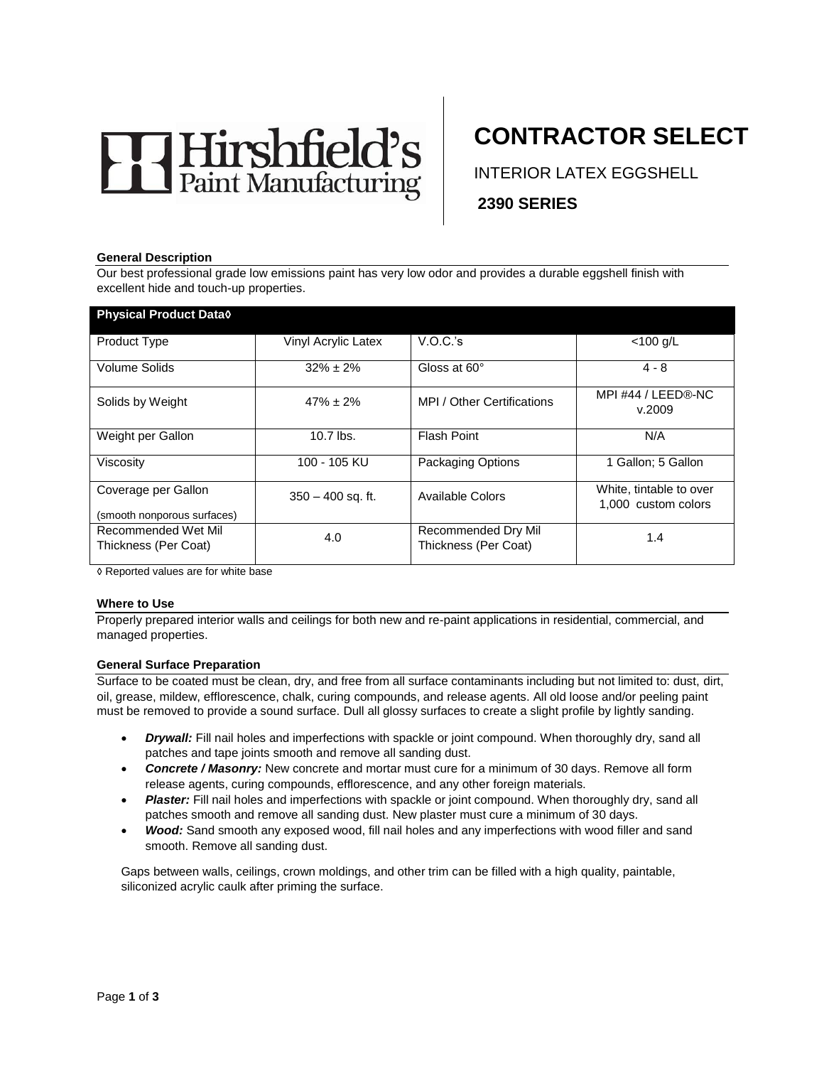Hirshfield's Paint Manufacturing

# CONTRACTOR SELECT

INTERIOR LATEX EGGSHELL

**2390 SERIES**

### General Description

Our best professional grade low emissions paint has very low odor and provides a durable eggshell finish with excellent hide and touch-up properties.

| Physical Product Data◊ | | | |
|---|---|---|---|
| Product Type | Vinyl Acrylic Latex | V.O.C.'s | <100 g/L |
| Volume Solids | 32% ± 2% | Gloss at 60° | 4 - 8 |
| Solids by Weight | 47% ± 2% | MPI / Other Certifications | MPI #44 / LEED®-NC v.2009 |
| Weight per Gallon | 10.7 lbs. | Flash Point | N/A |
| Viscosity | 100 - 105 KU | Packaging Options | 1 Gallon; 5 Gallon |
| Coverage per Gallon (smooth nonporous surfaces) | 350 – 400 sq. ft. | Available Colors | White, tintable to over 1,000 custom colors |
| Recommended Wet Mil Thickness (Per Coat) | 4.0 | Recommended Dry Mil Thickness (Per Coat) | 1.4 |

◊ Reported values are for white base

### Where to Use

Properly prepared interior walls and ceilings for both new and re-paint applications in residential, commercial, and managed properties.

### General Surface Preparation

Surface to be coated must be clean, dry, and free from all surface contaminants including but not limited to: dust, dirt, oil, grease, mildew, efflorescence, chalk, curing compounds, and release agents. All old loose and/or peeling paint must be removed to provide a sound surface. Dull all glossy surfaces to create a slight profile by lightly sanding.

- ***Drywall:*** Fill nail holes and imperfections with spackle or joint compound. When thoroughly dry, sand all patches and tape joints smooth and remove all sanding dust.
- ***Concrete / Masonry:*** New concrete and mortar must cure for a minimum of 30 days. Remove all form release agents, curing compounds, efflorescence, and any other foreign materials.
- ***Plaster:*** Fill nail holes and imperfections with spackle or joint compound. When thoroughly dry, sand all patches smooth and remove all sanding dust. New plaster must cure a minimum of 30 days.
- ***Wood:*** Sand smooth any exposed wood, fill nail holes and any imperfections with wood filler and sand smooth. Remove all sanding dust.

Gaps between walls, ceilings, crown moldings, and other trim can be filled with a high quality, paintable, siliconized acrylic caulk after priming the surface.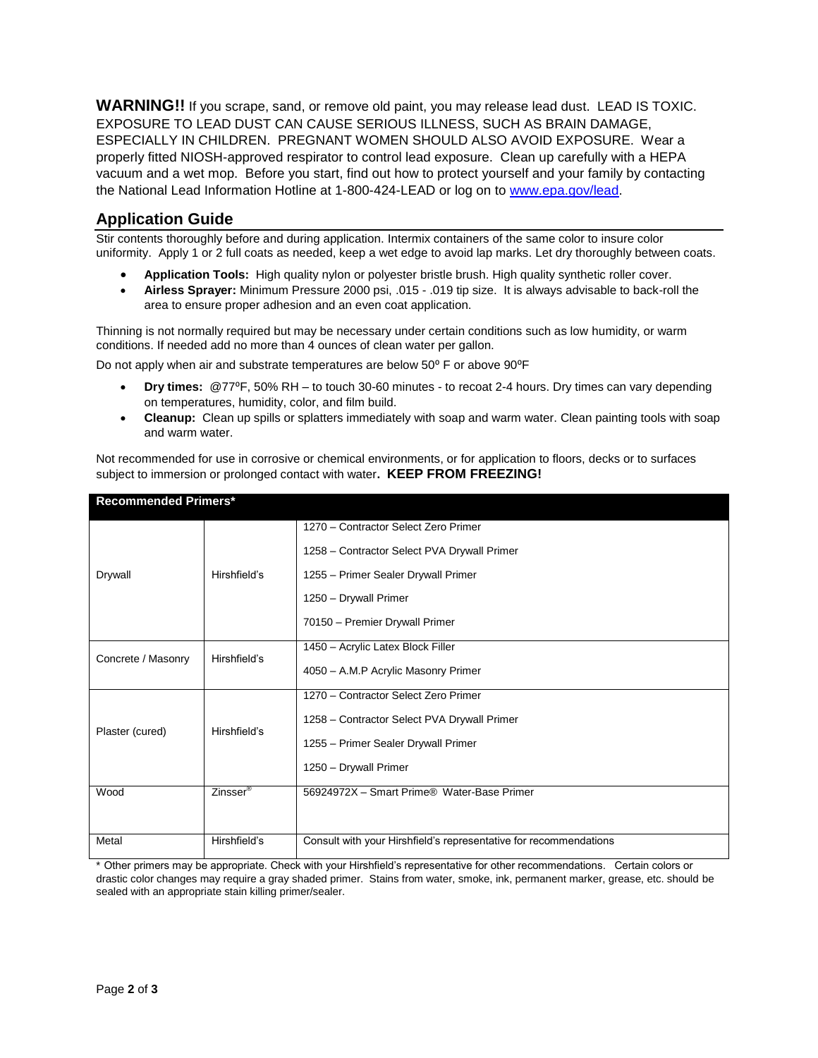**WARNING!!** If you scrape, sand, or remove old paint, you may release lead dust. LEAD IS TOXIC. EXPOSURE TO LEAD DUST CAN CAUSE SERIOUS ILLNESS, SUCH AS BRAIN DAMAGE, ESPECIALLY IN CHILDREN. PREGNANT WOMEN SHOULD ALSO AVOID EXPOSURE. Wear a properly fitted NIOSH-approved respirator to control lead exposure. Clean up carefully with a HEPA vacuum and a wet mop. Before you start, find out how to protect yourself and your family by contacting the National Lead Information Hotline at 1-800-424-LEAD or log on to [www.epa.gov/lead](http://www.epa.gov/lead).

## Application Guide

Stir contents thoroughly before and during application. Intermix containers of the same color to insure color uniformity. Apply 1 or 2 full coats as needed, keep a wet edge to avoid lap marks. Let dry thoroughly between coats.

- **Application Tools:** High quality nylon or polyester bristle brush. High quality synthetic roller cover.
- **Airless Sprayer:** Minimum Pressure 2000 psi, .015 - .019 tip size. It is always advisable to back-roll the area to ensure proper adhesion and an even coat application.

Thinning is not normally required but may be necessary under certain conditions such as low humidity, or warm conditions. If needed add no more than 4 ounces of clean water per gallon.

Do not apply when air and substrate temperatures are below 50º F or above 90ºF

- **Dry times:** @77ºF, 50% RH – to touch 30-60 minutes - to recoat 2-4 hours. Dry times can vary depending on temperatures, humidity, color, and film build.
- **Cleanup:** Clean up spills or splatters immediately with soap and warm water. Clean painting tools with soap and warm water.

Not recommended for use in corrosive or chemical environments, or for application to floors, decks or to surfaces subject to immersion or prolonged contact with water. **KEEP FROM FREEZING!**

| **Recommended Primers*** | | |
|---|---|---|
| Drywall | Hirshfield's | 1270 – Contractor Select Zero Primer<br>1258 – Contractor Select PVA Drywall Primer<br>1255 – Primer Sealer Drywall Primer<br>1250 – Drywall Primer<br>70150 – Premier Drywall Primer |
| Concrete / Masonry | Hirshfield's | 1450 – Acrylic Latex Block Filler<br>4050 – A.M.P Acrylic Masonry Primer |
| Plaster (cured) | Hirshfield's | 1270 – Contractor Select Zero Primer<br>1258 – Contractor Select PVA Drywall Primer<br>1255 – Primer Sealer Drywall Primer<br>1250 – Drywall Primer |
| Wood | Zinsser® | 56924972X – Smart Prime® Water-Base Primer |
| Metal | Hirshfield's | Consult with your Hirshfield's representative for recommendations |

* Other primers may be appropriate. Check with your Hirshfield's representative for other recommendations. Certain colors or drastic color changes may require a gray shaded primer. Stains from water, smoke, ink, permanent marker, grease, etc. should be sealed with an appropriate stain killing primer/sealer.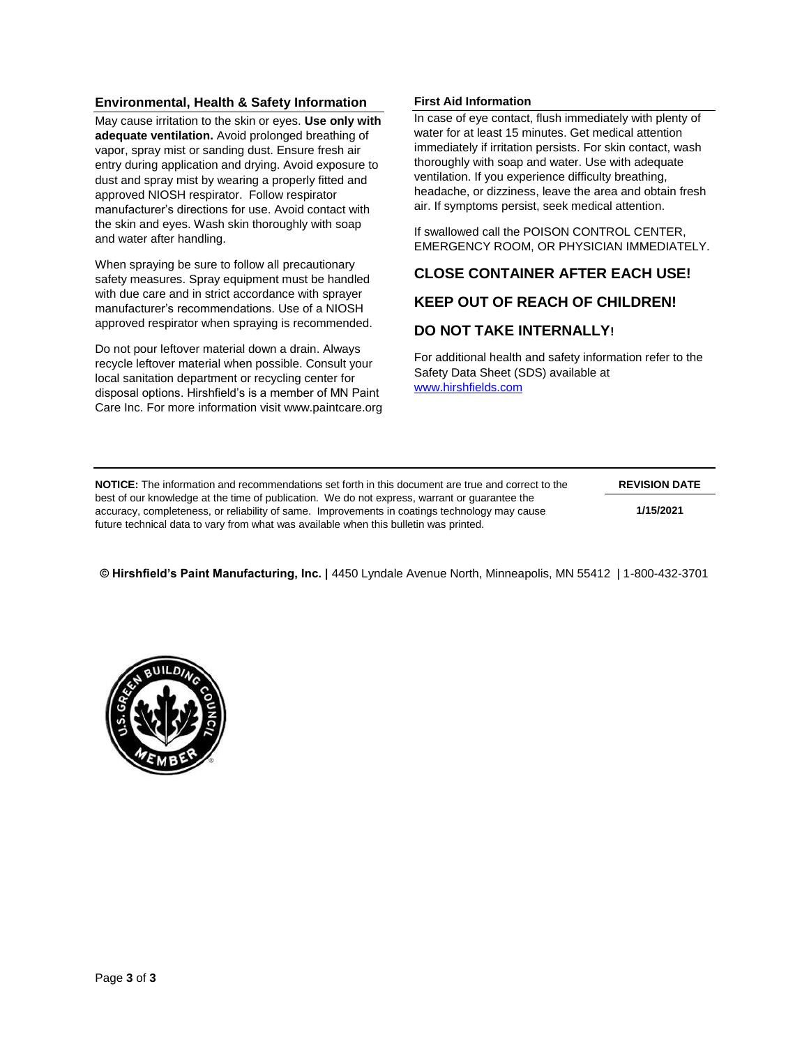## Environmental, Health & Safety Information

May cause irritation to the skin or eyes. **Use only with adequate ventilation.** Avoid prolonged breathing of vapor, spray mist or sanding dust. Ensure fresh air entry during application and drying. Avoid exposure to dust and spray mist by wearing a properly fitted and approved NIOSH respirator. Follow respirator manufacturer's directions for use. Avoid contact with the skin and eyes. Wash skin thoroughly with soap and water after handling.

When spraying be sure to follow all precautionary safety measures. Spray equipment must be handled with due care and in strict accordance with sprayer manufacturer's recommendations. Use of a NIOSH approved respirator when spraying is recommended.

Do not pour leftover material down a drain. Always recycle leftover material when possible. Consult your local sanitation department or recycling center for disposal options. Hirshfield's is a member of MN Paint Care Inc. For more information visit www.paintcare.org

## First Aid Information

In case of eye contact, flush immediately with plenty of water for at least 15 minutes. Get medical attention immediately if irritation persists. For skin contact, wash thoroughly with soap and water. Use with adequate ventilation. If you experience difficulty breathing, headache, or dizziness, leave the area and obtain fresh air. If symptoms persist, seek medical attention.

If swallowed call the POISON CONTROL CENTER, EMERGENCY ROOM, OR PHYSICIAN IMMEDIATELY.

## CLOSE CONTAINER AFTER EACH USE!

## KEEP OUT OF REACH OF CHILDREN!

## DO NOT TAKE INTERNALLY!

For additional health and safety information refer to the Safety Data Sheet (SDS) available at [www.hirshfields.com](http://www.hirshfields.com)

---

**NOTICE:** The information and recommendations set forth in this document are true and correct to the best of our knowledge at the time of publication. We do not express, warrant or guarantee the accuracy, completeness, or reliability of same. Improvements in coatings technology may cause future technical data to vary from what was available when this bulletin was printed.

**REVISION DATE**

**1/15/2021**

**© Hirshfield's Paint Manufacturing, Inc. |** 4450 Lyndale Avenue North, Minneapolis, MN 55412 | 1-800-432-3701

U.S. GREEN BUILDING COUNCIL MEMBER